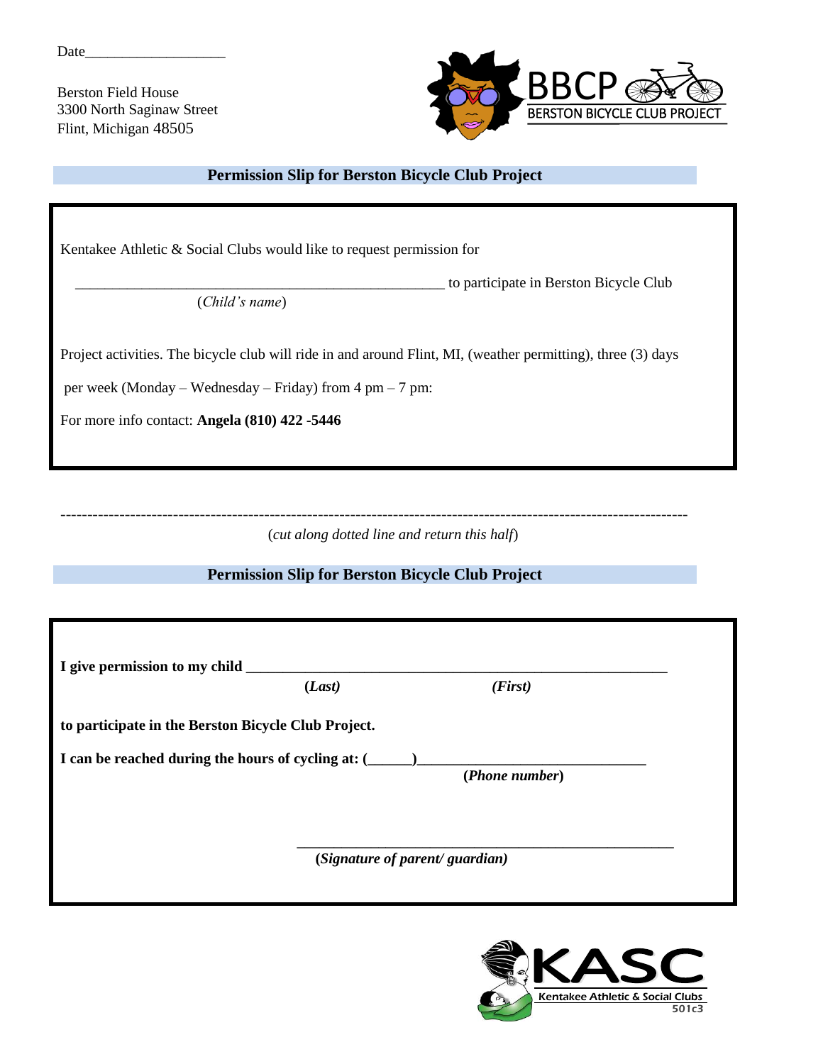Date___________________

Berston Field House
3300 North Saginaw Street
Flint, Michigan 48505

BBCP
BERSTON BICYCLE CLUB PROJECT

## Permission Slip for Berston Bicycle Club Project

Kentakee Athletic & Social Clubs would like to request permission for

__________________________________________________ to participate in Berston Bicycle Club
(*Child's name*)

Project activities. The bicycle club will ride in and around Flint, MI, (weather permitting), three (3) days

per week (Monday – Wednesday – Friday) from 4 pm – 7 pm:

For more info contact: **Angela (810) 422 -5446**

-----------------------------------------------------------------------------------------------------------------

(*cut along dotted line and return this half*)

## Permission Slip for Berston Bicycle Club Project

**I give permission to my child ________________________________________________________**
**(*Last*)** **(*First*)**

**to participate in the Berston Bicycle Club Project.**

**I can be reached during the hours of cycling at: (______)_____________________________**
**(*Phone number*)**

__________________________________________________
**(*Signature of parent/ guardian)***

KASC
Kentakee Athletic & Social Clubs
501c3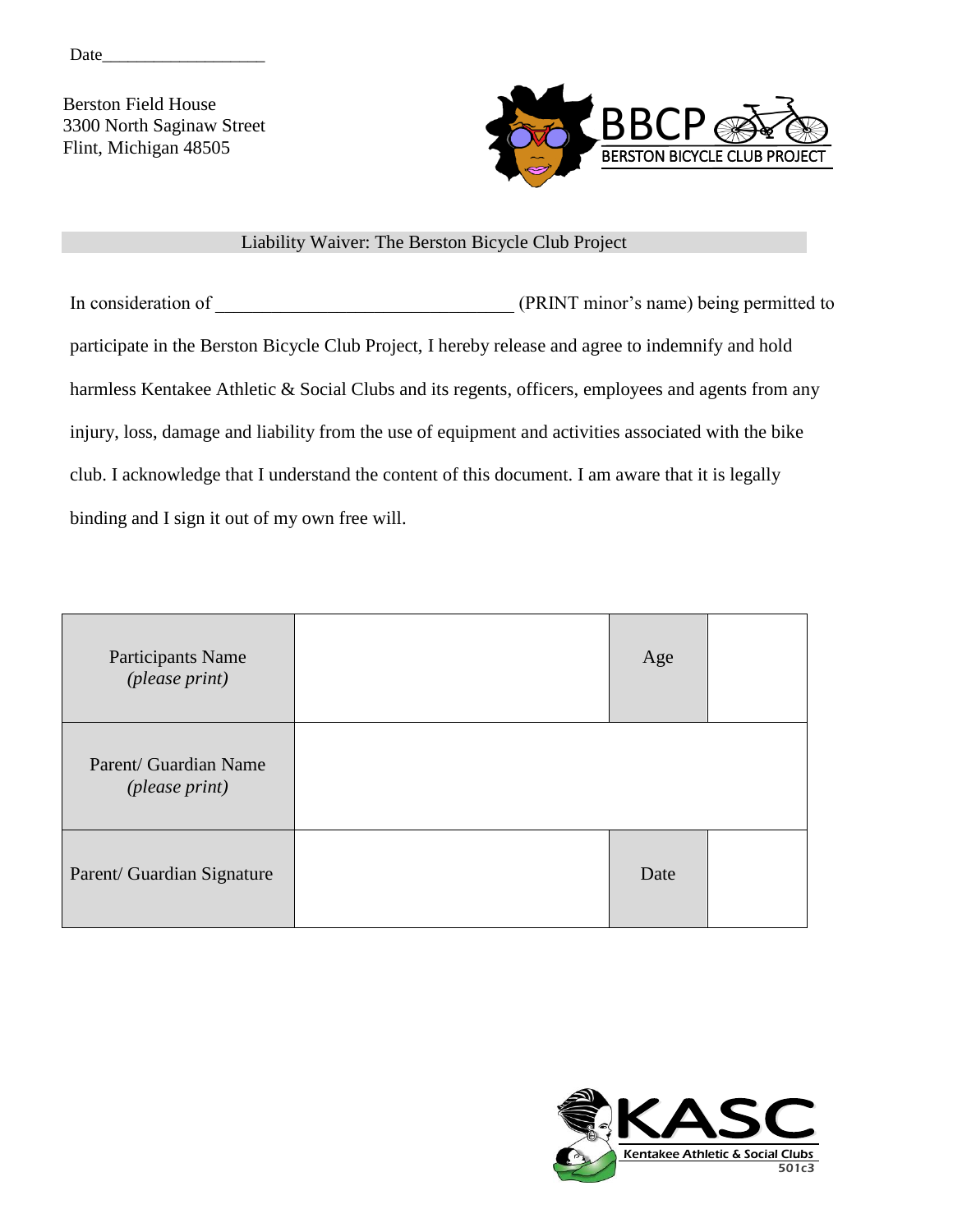Date___________________

Berston Field House
3300 North Saginaw Street
Flint, Michigan 48505

BBCP
BERSTON BICYCLE CLUB PROJECT

## Liability Waiver: The Berston Bicycle Club Project

In consideration of ________________________________ (PRINT minor's name) being permitted to participate in the Berston Bicycle Club Project, I hereby release and agree to indemnify and hold harmless Kentakee Athletic & Social Clubs and its regents, officers, employees and agents from any injury, loss, damage and liability from the use of equipment and activities associated with the bike club. I acknowledge that I understand the content of this document. I am aware that it is legally binding and I sign it out of my own free will.

| | | | |
|---|---|---|---|
| Participants Name *(please print)* | | Age | |
| Parent/ Guardian Name *(please print)* | | | |
| Parent/ Guardian Signature | | Date | |

KASC
Kentakee Athletic & Social Clubs
501c3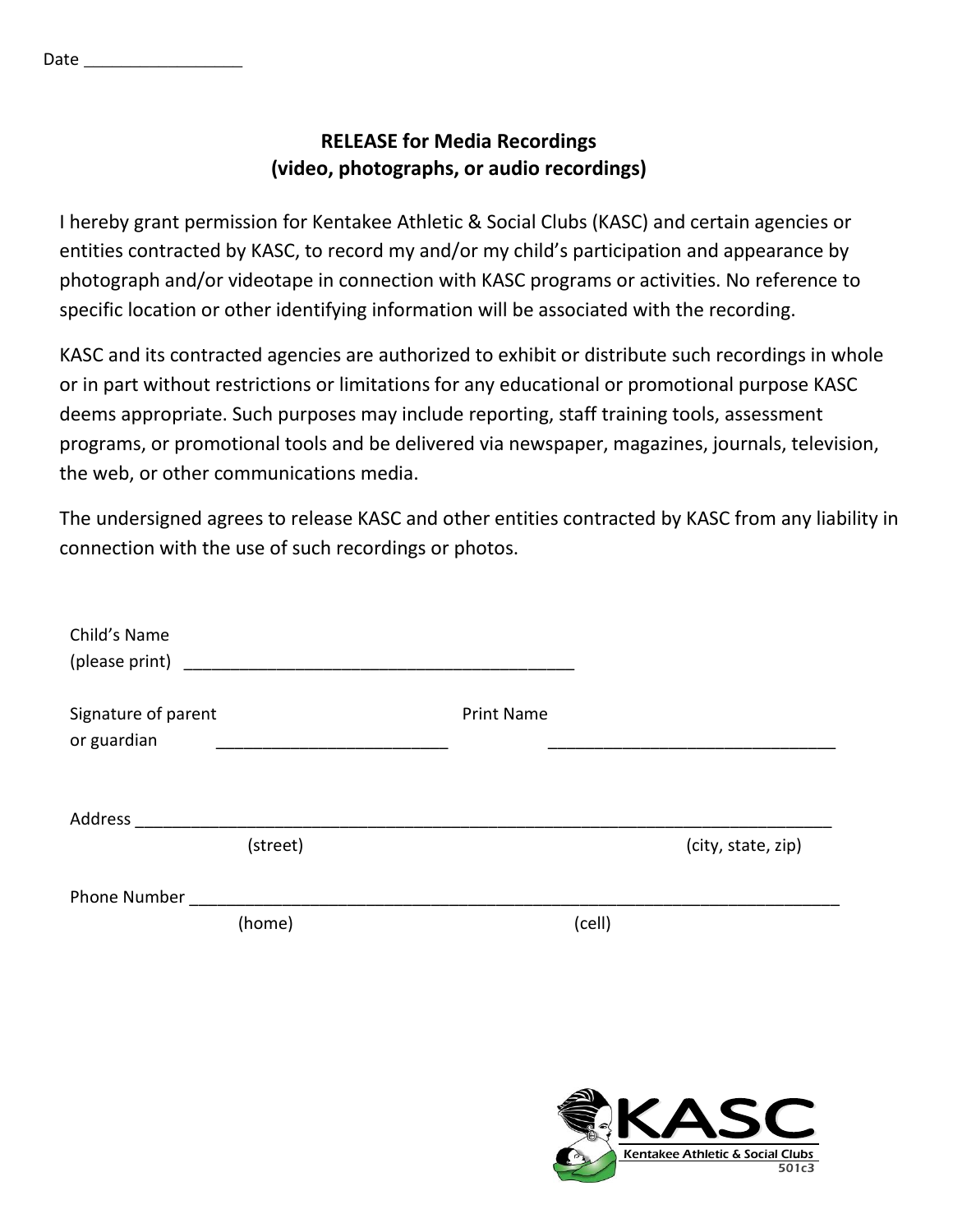Date ___________________

## RELEASE for Media Recordings
## (video, photographs, or audio recordings)

I hereby grant permission for Kentakee Athletic & Social Clubs (KASC) and certain agencies or entities contracted by KASC, to record my and/or my child's participation and appearance by photograph and/or videotape in connection with KASC programs or activities. No reference to specific location or other identifying information will be associated with the recording.

KASC and its contracted agencies are authorized to exhibit or distribute such recordings in whole or in part without restrictions or limitations for any educational or promotional purpose KASC deems appropriate. Such purposes may include reporting, staff training tools, assessment programs, or promotional tools and be delivered via newspaper, magazines, journals, television, the web, or other communications media.

The undersigned agrees to release KASC and other entities contracted by KASC from any liability in connection with the use of such recordings or photos.

Child's Name
(please print) ____________________________________________

Signature of parent
or guardian ___________________________ Print Name _________________________________

Address ________________________________________________________________________________
(street) (city, state, zip)

Phone Number ___________________________________________________________________________
(home) (cell)

KASC
Kentakee Athletic & Social Clubs
501c3